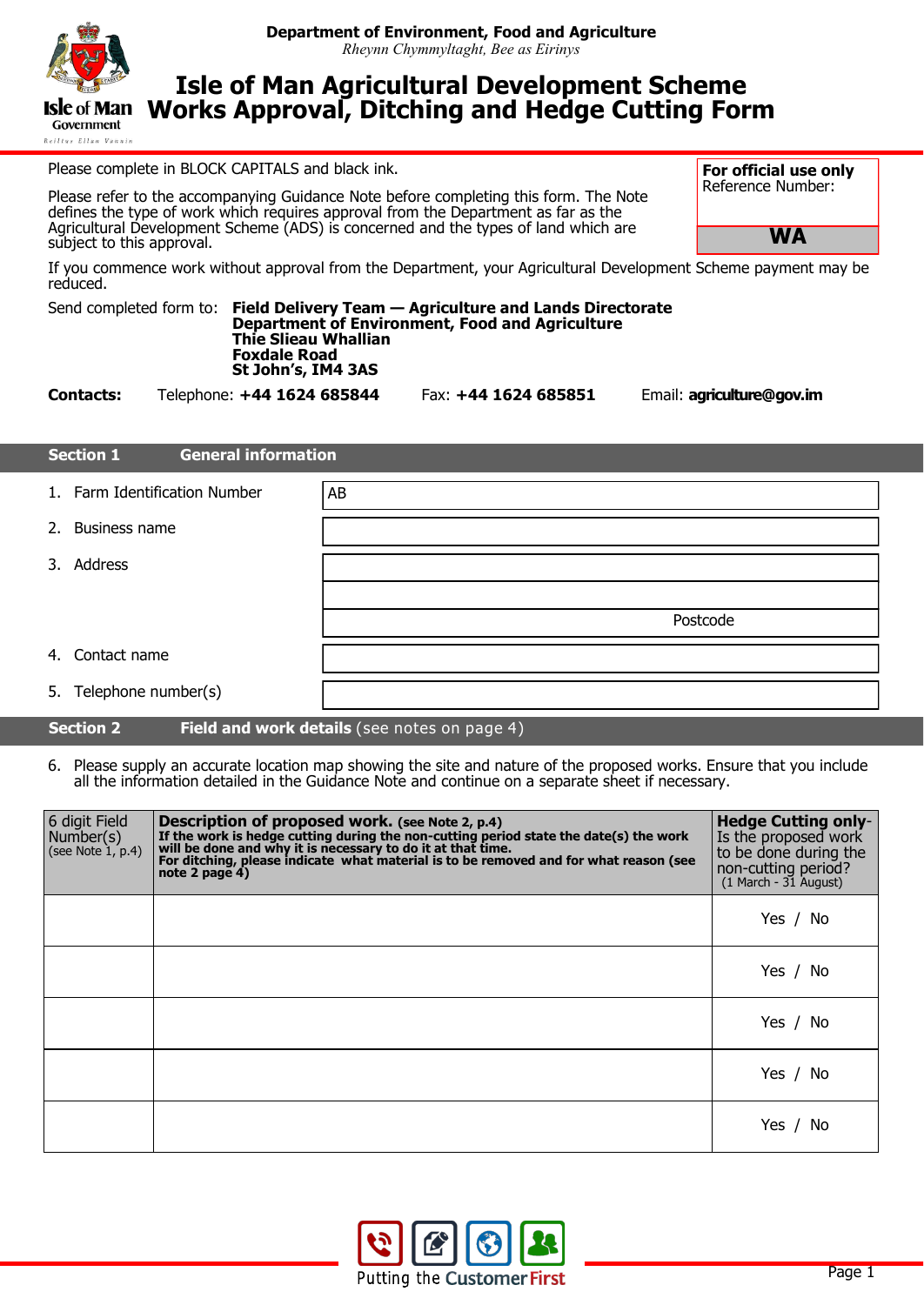**Department of Environment, Food and Agriculture**
*Rheynn Chymmyltaght, Bee as Eirinys*

# Isle of Man Agricultural Development Scheme Works Approval, Ditching and Hedge Cutting Form

| **For official use only** Reference Number: |
|---|
| **WA** |

Please complete in BLOCK CAPITALS and black ink.

Please refer to the accompanying Guidance Note before completing this form. The Note defines the type of work which requires approval from the Department as far as the Agricultural Development Scheme (ADS) is concerned and the types of land which are subject to this approval.

If you commence work without approval from the Department, your Agricultural Development Scheme payment may be reduced.

Send completed form to: **Field Delivery Team — Agriculture and Lands Directorate**
**Department of Environment, Food and Agriculture**
**Thie Slieau Whallian**
**Foxdale Road**
**St John's, IM4 3AS**

**Contacts:** Telephone: **+44 1624 685844** Fax: **+44 1624 685851** Email: **agriculture@gov.im**

## Section 1 General information

| | |
|---|---|
| 1. Farm Identification Number | AB |
| 2. Business name | |
| 3. Address | |
| | |
| | Postcode |
| 4. Contact name | |
| 5. Telephone number(s) | |

## Section 2 Field and work details (see notes on page 4)

6. Please supply an accurate location map showing the site and nature of the proposed works. Ensure that you include all the information detailed in the Guidance Note and continue on a separate sheet if necessary.

| 6 digit Field Number(s) (see Note 1, p.4) | **Description of proposed work.** **(see Note 2, p.4)** **If the work is hedge cutting during the non-cutting period state the date(s) the work will be done and why it is necessary to do it at that time. For ditching, please indicate what material is to be removed and for what reason (see note 2 page 4)** | **Hedge Cutting only-** Is the proposed work to be done during the non-cutting period? (1 March - 31 August) |
|---|---|---|
| | | Yes / No |
| | | Yes / No |
| | | Yes / No |
| | | Yes / No |
| | | Yes / No |

Putting the Customer First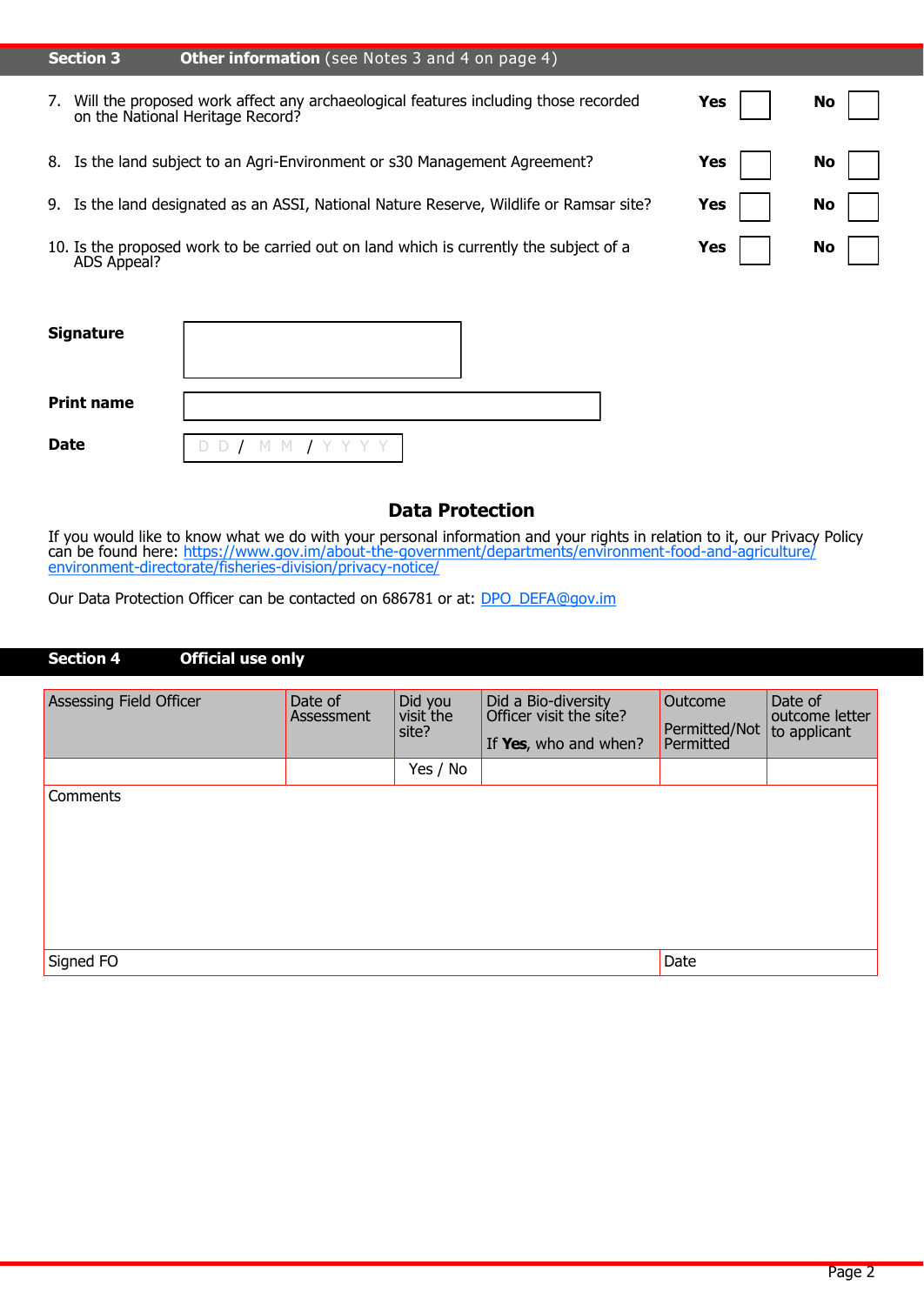## Section 3 Other information (see Notes 3 and 4 on page 4)

| Question | Yes | No |
|---|---|---|
| 7. Will the proposed work affect any archaeological features including those recorded on the National Heritage Record? | ☐ | ☐ |
| 8. Is the land subject to an Agri-Environment or s30 Management Agreement? | ☐ | ☐ |
| 9. Is the land designated as an ASSI, National Nature Reserve, Wildlife or Ramsar site? | ☐ | ☐ |
| 10. Is the proposed work to be carried out on land which is currently the subject of a ADS Appeal? | ☐ | ☐ |

**Signature**

**Print name**

**Date** D D / M M / Y Y Y Y

### Data Protection

If you would like to know what we do with your personal information and your rights in relation to it, our Privacy Policy can be found here: https://www.gov.im/about-the-government/departments/environment-food-and-agriculture/environment-directorate/fisheries-division/privacy-notice/

Our Data Protection Officer can be contacted on 686781 or at: DPO_DEFA@gov.im

## Section 4 Official use only

| Assessing Field Officer | Date of Assessment | Did you visit the site? | Did a Bio-diversity Officer visit the site? If **Yes**, who and when? | Outcome Permitted/Not Permitted | Date of outcome letter to applicant |
|---|---|---|---|---|---|
| | | Yes / No | | | |

Comments

Signed FO | Date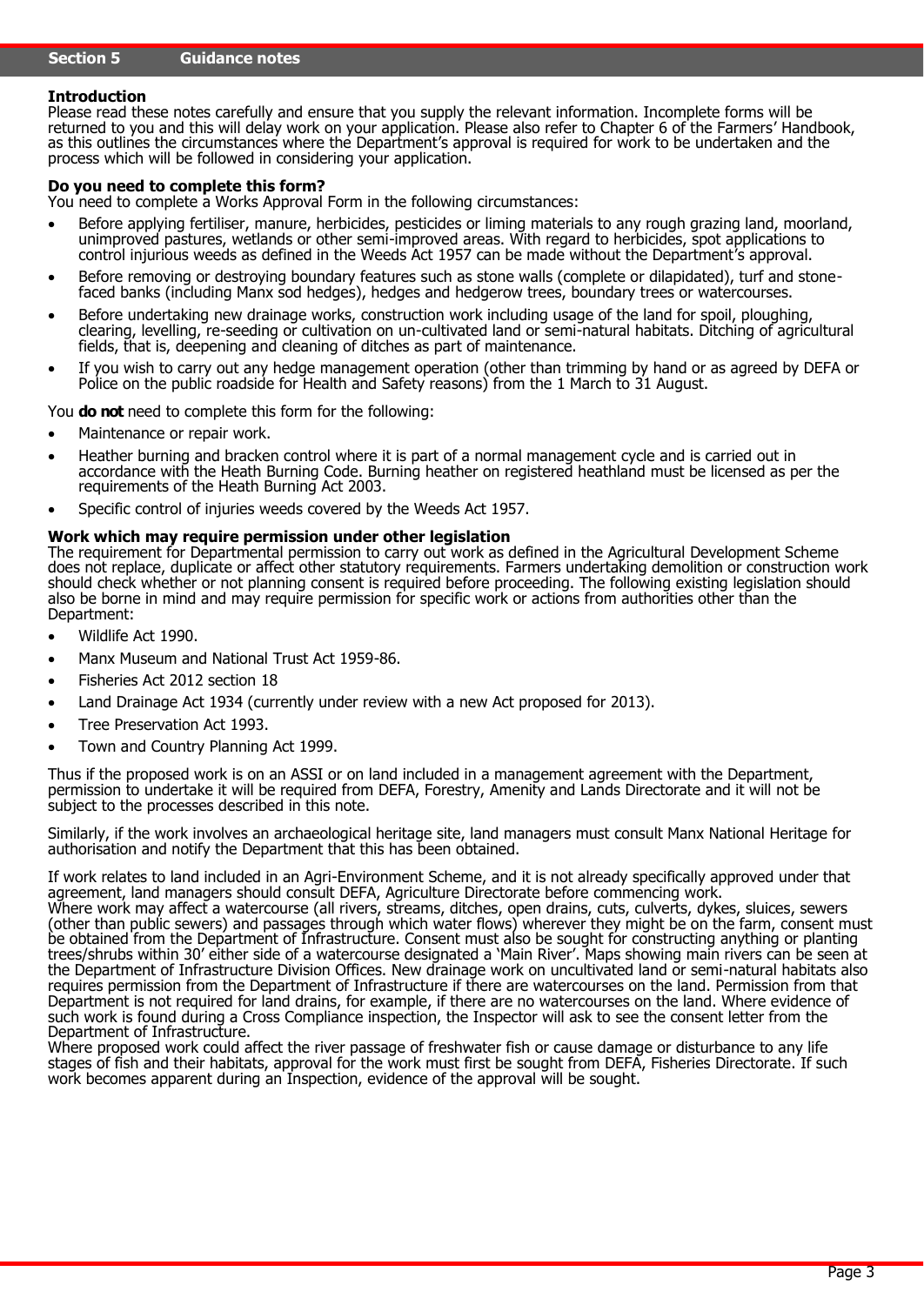## Section 5 Guidance notes

**Introduction**

Please read these notes carefully and ensure that you supply the relevant information. Incomplete forms will be returned to you and this will delay work on your application. Please also refer to Chapter 6 of the Farmers' Handbook, as this outlines the circumstances where the Department's approval is required for work to be undertaken and the process which will be followed in considering your application.

**Do you need to complete this form?**

You need to complete a Works Approval Form in the following circumstances:

- Before applying fertiliser, manure, herbicides, pesticides or liming materials to any rough grazing land, moorland, unimproved pastures, wetlands or other semi-improved areas. With regard to herbicides, spot applications to control injurious weeds as defined in the Weeds Act 1957 can be made without the Department's approval.
- Before removing or destroying boundary features such as stone walls (complete or dilapidated), turf and stone-faced banks (including Manx sod hedges), hedges and hedgerow trees, boundary trees or watercourses.
- Before undertaking new drainage works, construction work including usage of the land for spoil, ploughing, clearing, levelling, re-seeding or cultivation on un-cultivated land or semi-natural habitats. Ditching of agricultural fields, that is, deepening and cleaning of ditches as part of maintenance.
- If you wish to carry out any hedge management operation (other than trimming by hand or as agreed by DEFA or Police on the public roadside for Health and Safety reasons) from the 1 March to 31 August.

You **do not** need to complete this form for the following:

- Maintenance or repair work.
- Heather burning and bracken control where it is part of a normal management cycle and is carried out in accordance with the Heath Burning Code. Burning heather on registered heathland must be licensed as per the requirements of the Heath Burning Act 2003.
- Specific control of injuries weeds covered by the Weeds Act 1957.

**Work which may require permission under other legislation**

The requirement for Departmental permission to carry out work as defined in the Agricultural Development Scheme does not replace, duplicate or affect other statutory requirements. Farmers undertaking demolition or construction work should check whether or not planning consent is required before proceeding. The following existing legislation should also be borne in mind and may require permission for specific work or actions from authorities other than the Department:

- Wildlife Act 1990.
- Manx Museum and National Trust Act 1959-86.
- Fisheries Act 2012 section 18
- Land Drainage Act 1934 (currently under review with a new Act proposed for 2013).
- Tree Preservation Act 1993.
- Town and Country Planning Act 1999.

Thus if the proposed work is on an ASSI or on land included in a management agreement with the Department, permission to undertake it will be required from DEFA, Forestry, Amenity and Lands Directorate and it will not be subject to the processes described in this note.

Similarly, if the work involves an archaeological heritage site, land managers must consult Manx National Heritage for authorisation and notify the Department that this has been obtained.

If work relates to land included in an Agri-Environment Scheme, and it is not already specifically approved under that agreement, land managers should consult DEFA, Agriculture Directorate before commencing work.
Where work may affect a watercourse (all rivers, streams, ditches, open drains, cuts, culverts, dykes, sluices, sewers (other than public sewers) and passages through which water flows) wherever they might be on the farm, consent must be obtained from the Department of Infrastructure. Consent must also be sought for constructing anything or planting trees/shrubs within 30' either side of a watercourse designated a 'Main River'. Maps showing main rivers can be seen at the Department of Infrastructure Division Offices. New drainage work on uncultivated land or semi-natural habitats also requires permission from the Department of Infrastructure if there are watercourses on the land. Permission from that Department is not required for land drains, for example, if there are no watercourses on the land. Where evidence of such work is found during a Cross Compliance inspection, the Inspector will ask to see the consent letter from the Department of Infrastructure.
Where proposed work could affect the river passage of freshwater fish or cause damage or disturbance to any life stages of fish and their habitats, approval for the work must first be sought from DEFA, Fisheries Directorate. If such work becomes apparent during an Inspection, evidence of the approval will be sought.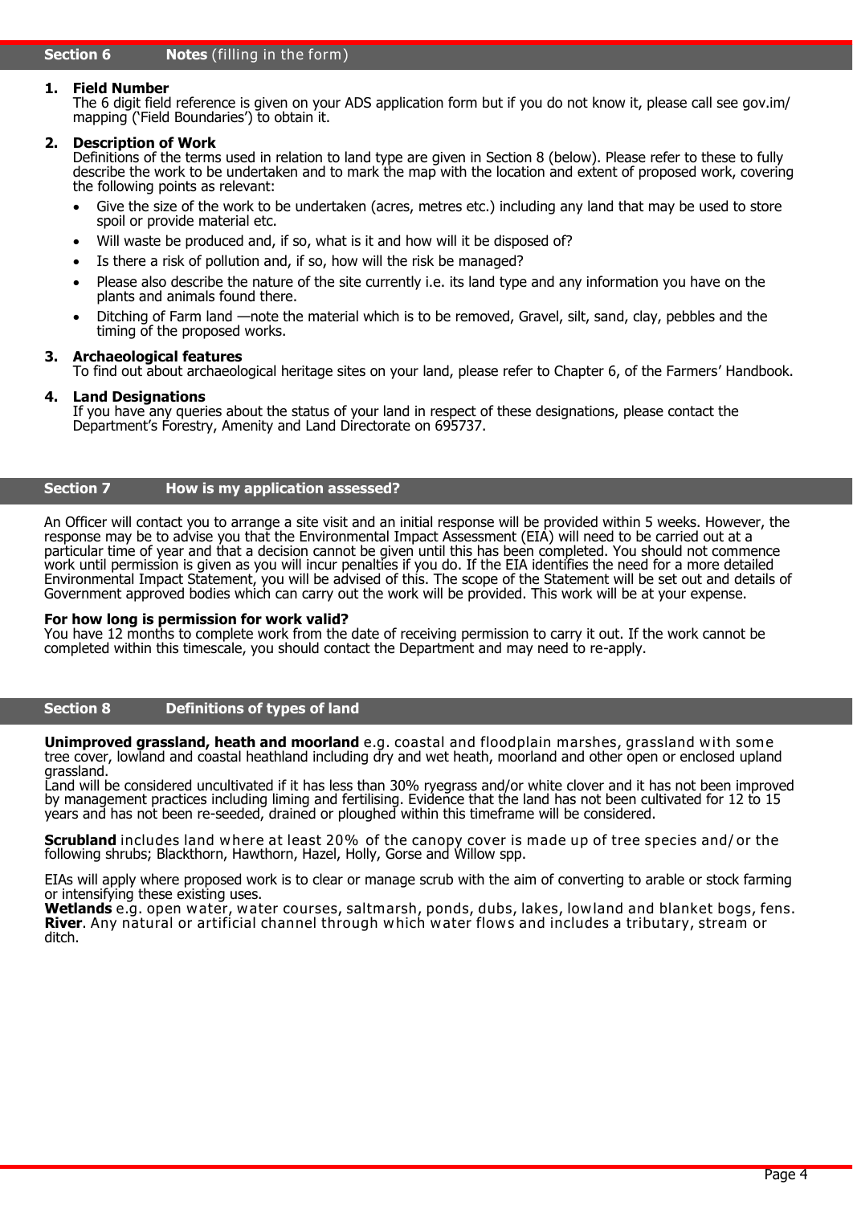## Section 6 Notes (filling in the form)

1. **Field Number**
   The 6 digit field reference is given on your ADS application form but if you do not know it, please call see gov.im/ mapping ('Field Boundaries') to obtain it.

2. **Description of Work**
   Definitions of the terms used in relation to land type are given in Section 8 (below). Please refer to these to fully describe the work to be undertaken and to mark the map with the location and extent of proposed work, covering the following points as relevant:
   - Give the size of the work to be undertaken (acres, metres etc.) including any land that may be used to store spoil or provide material etc.
   - Will waste be produced and, if so, what is it and how will it be disposed of?
   - Is there a risk of pollution and, if so, how will the risk be managed?
   - Please also describe the nature of the site currently i.e. its land type and any information you have on the plants and animals found there.
   - Ditching of Farm land —note the material which is to be removed, Gravel, silt, sand, clay, pebbles and the timing of the proposed works.

3. **Archaeological features**
   To find out about archaeological heritage sites on your land, please refer to Chapter 6, of the Farmers' Handbook.

4. **Land Designations**
   If you have any queries about the status of your land in respect of these designations, please contact the Department's Forestry, Amenity and Land Directorate on 695737.

## Section 7 How is my application assessed?

An Officer will contact you to arrange a site visit and an initial response will be provided within 5 weeks. However, the response may be to advise you that the Environmental Impact Assessment (EIA) will need to be carried out at a particular time of year and that a decision cannot be given until this has been completed. You should not commence work until permission is given as you will incur penalties if you do. If the EIA identifies the need for a more detailed Environmental Impact Statement, you will be advised of this. The scope of the Statement will be set out and details of Government approved bodies which can carry out the work will be provided. This work will be at your expense.

**For how long is permission for work valid?**

You have 12 months to complete work from the date of receiving permission to carry it out. If the work cannot be completed within this timescale, you should contact the Department and may need to re-apply.

## Section 8 Definitions of types of land

**Unimproved grassland, heath and moorland** e.g. coastal and floodplain marshes, grassland with some tree cover, lowland and coastal heathland including dry and wet heath, moorland and other open or enclosed upland grassland.
Land will be considered uncultivated if it has less than 30% ryegrass and/or white clover and it has not been improved by management practices including liming and fertilising. Evidence that the land has not been cultivated for 12 to 15 years and has not been re-seeded, drained or ploughed within this timeframe will be considered.

**Scrubland** includes land where at least 20% of the canopy cover is made up of tree species and/or the following shrubs; Blackthorn, Hawthorn, Hazel, Holly, Gorse and Willow spp.

EIAs will apply where proposed work is to clear or manage scrub with the aim of converting to arable or stock farming or intensifying these existing uses.
**Wetlands** e.g. open water, water courses, saltmarsh, ponds, dubs, lakes, lowland and blanket bogs, fens.
**River**. Any natural or artificial channel through which water flows and includes a tributary, stream or ditch.